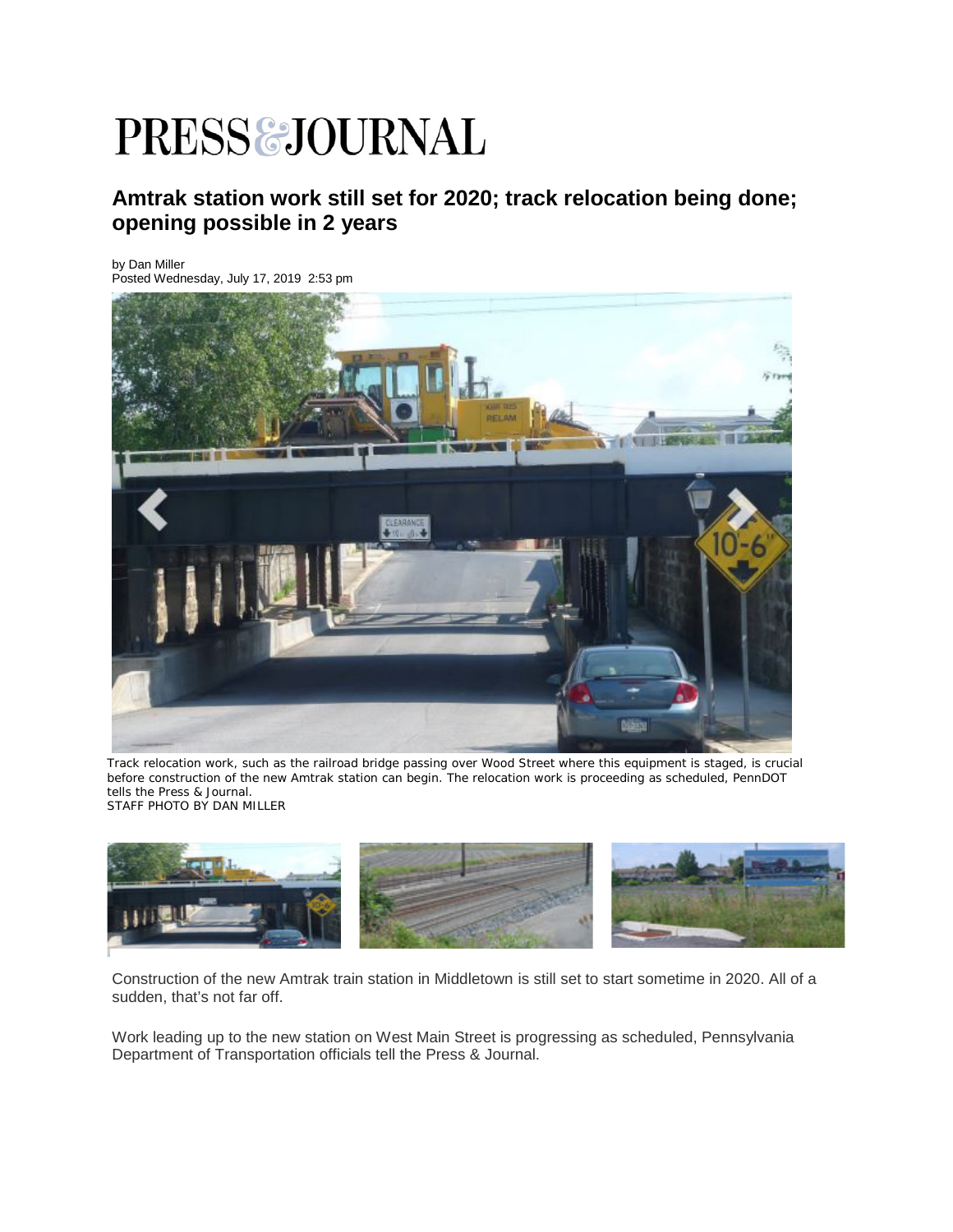# PRESS & JOURNAL

## Amtrak station work still set for 2020; track relocation being done; opening possible in 2 years

by Dan Miller
Posted Wednesday, July 17, 2019 2:53 pm

Track relocation work, such as the railroad bridge passing over Wood Street where this equipment is staged, is crucial before construction of the new Amtrak station can begin. The relocation work is proceeding as scheduled, PennDOT tells the Press & Journal.
STAFF PHOTO BY DAN MILLER

Construction of the new Amtrak train station in Middletown is still set to start sometime in 2020. All of a sudden, that's not far off.

Work leading up to the new station on West Main Street is progressing as scheduled, Pennsylvania Department of Transportation officials tell the Press & Journal.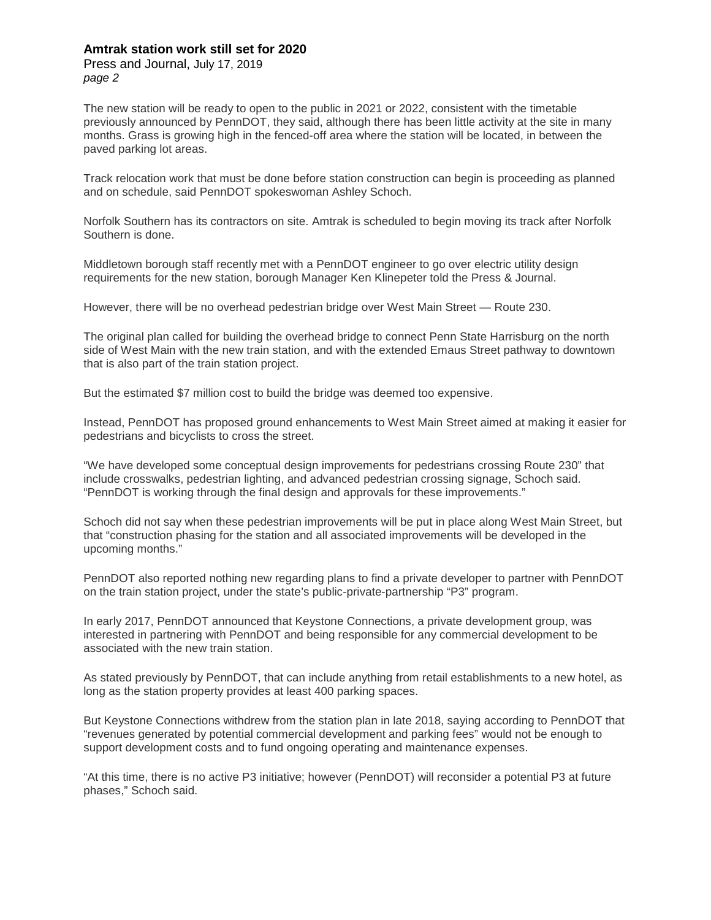The new station will be ready to open to the public in 2021 or 2022, consistent with the timetable previously announced by PennDOT, they said, although there has been little activity at the site in many months. Grass is growing high in the fenced-off area where the station will be located, in between the paved parking lot areas.

Track relocation work that must be done before station construction can begin is proceeding as planned and on schedule, said PennDOT spokeswoman Ashley Schoch.

Norfolk Southern has its contractors on site. Amtrak is scheduled to begin moving its track after Norfolk Southern is done.

Middletown borough staff recently met with a PennDOT engineer to go over electric utility design requirements for the new station, borough Manager Ken Klinepeter told the Press & Journal.

However, there will be no overhead pedestrian bridge over West Main Street — Route 230.

The original plan called for building the overhead bridge to connect Penn State Harrisburg on the north side of West Main with the new train station, and with the extended Emaus Street pathway to downtown that is also part of the train station project.

But the estimated $7 million cost to build the bridge was deemed too expensive.

Instead, PennDOT has proposed ground enhancements to West Main Street aimed at making it easier for pedestrians and bicyclists to cross the street.

“We have developed some conceptual design improvements for pedestrians crossing Route 230” that include crosswalks, pedestrian lighting, and advanced pedestrian crossing signage, Schoch said. “PennDOT is working through the final design and approvals for these improvements.”

Schoch did not say when these pedestrian improvements will be put in place along West Main Street, but that “construction phasing for the station and all associated improvements will be developed in the upcoming months.”

PennDOT also reported nothing new regarding plans to find a private developer to partner with PennDOT on the train station project, under the state’s public-private-partnership “P3” program.

In early 2017, PennDOT announced that Keystone Connections, a private development group, was interested in partnering with PennDOT and being responsible for any commercial development to be associated with the new train station.

As stated previously by PennDOT, that can include anything from retail establishments to a new hotel, as long as the station property provides at least 400 parking spaces.

But Keystone Connections withdrew from the station plan in late 2018, saying according to PennDOT that “revenues generated by potential commercial development and parking fees” would not be enough to support development costs and to fund ongoing operating and maintenance expenses.

“At this time, there is no active P3 initiative; however (PennDOT) will reconsider a potential P3 at future phases,” Schoch said.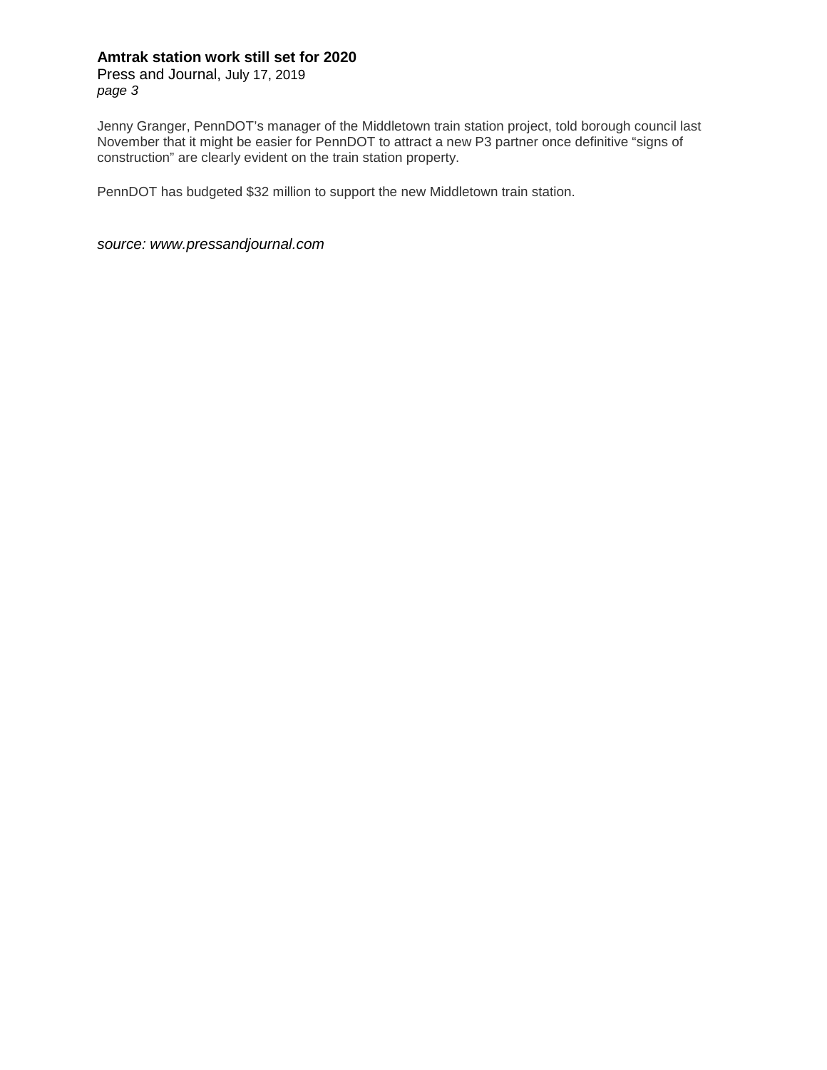Jenny Granger, PennDOT’s manager of the Middletown train station project, told borough council last November that it might be easier for PennDOT to attract a new P3 partner once definitive “signs of construction” are clearly evident on the train station property.

PennDOT has budgeted $32 million to support the new Middletown train station.

*source: www.pressandjournal.com*